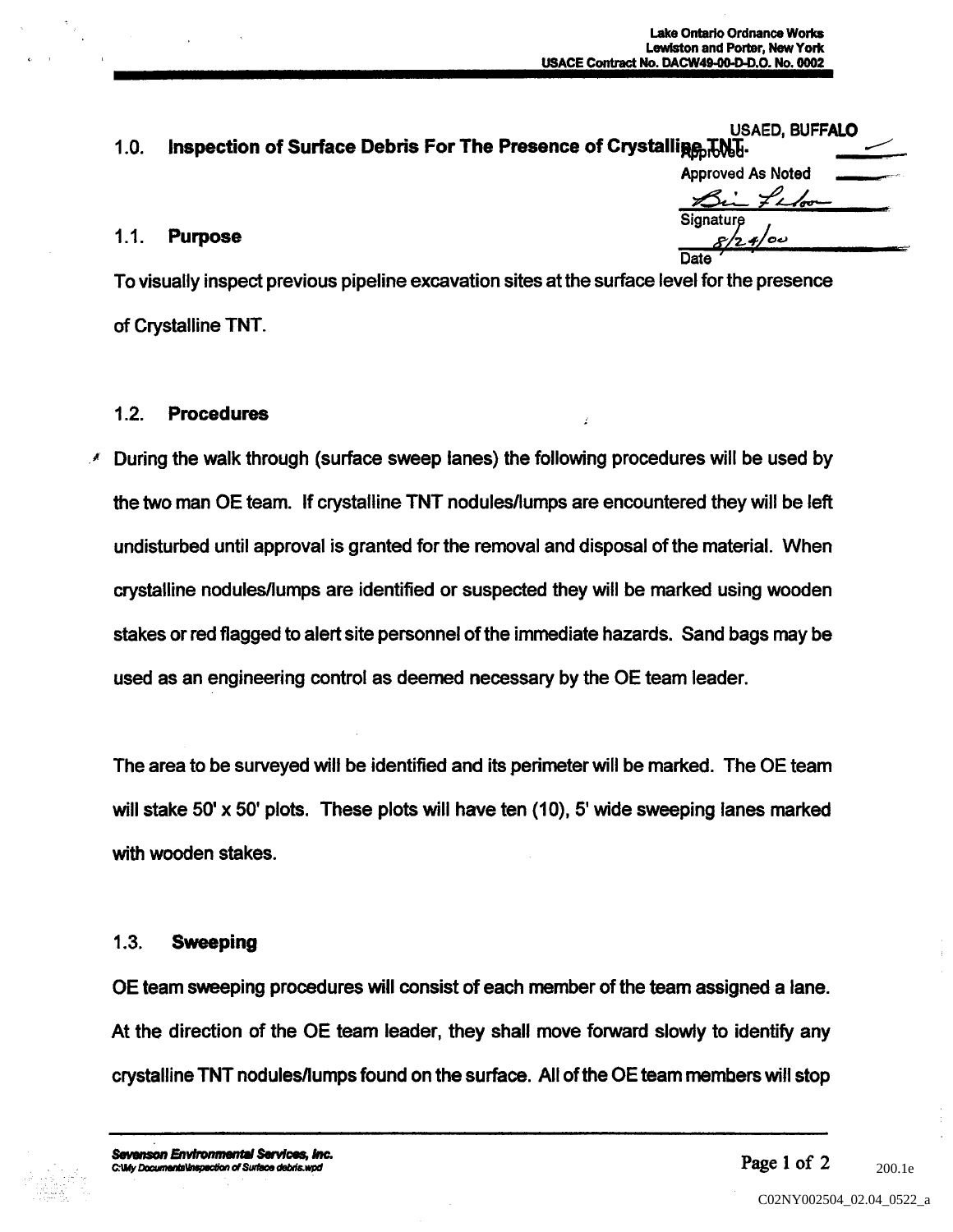## 1.0. Inspection of Surface Debris For The Presence of Crystalline TNT.

USAED, BUFFALO
Approved
Approved As Noted
Signature
Date 8/24/00

### 1.1. Purpose

To visually inspect previous pipeline excavation sites at the surface level for the presence of Crystalline TNT.

### 1.2. Procedures

During the walk through (surface sweep lanes) the following procedures will be used by the two man OE team. If crystalline TNT nodules/lumps are encountered they will be left undisturbed until approval is granted for the removal and disposal of the material. When crystalline nodules/lumps are identified or suspected they will be marked using wooden stakes or red flagged to alert site personnel of the immediate hazards. Sand bags may be used as an engineering control as deemed necessary by the OE team leader.

The area to be surveyed will be identified and its perimeter will be marked. The OE team will stake 50' x 50' plots. These plots will have ten (10), 5' wide sweeping lanes marked with wooden stakes.

### 1.3. Sweeping

OE team sweeping procedures will consist of each member of the team assigned a lane. At the direction of the OE team leader, they shall move forward slowly to identify any crystalline TNT nodules/lumps found on the surface. All of the OE team members will stop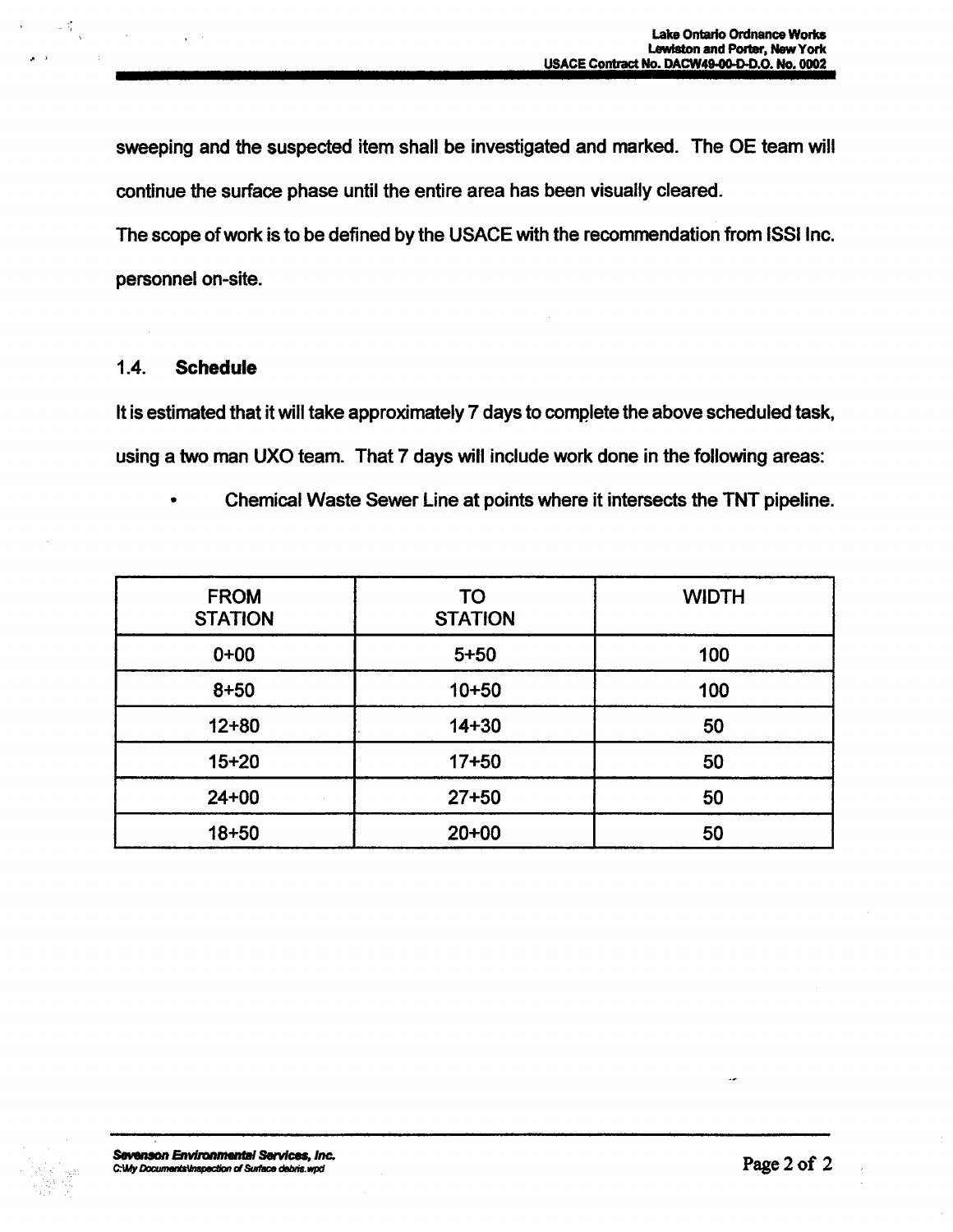sweeping and the suspected item shall be investigated and marked. The OE team will continue the surface phase until the entire area has been visually cleared.

The scope of work is to be defined by the USACE with the recommendation from ISSI Inc. personnel on-site.

### 1.4. Schedule

It is estimated that it will take approximately 7 days to complete the above scheduled task, using a two man UXO team. That 7 days will include work done in the following areas:

- Chemical Waste Sewer Line at points where it intersects the TNT pipeline.

| FROM STATION | TO STATION | WIDTH |
|---|---|---|
| 0+00 | 5+50 | 100 |
| 8+50 | 10+50 | 100 |
| 12+80 | 14+30 | 50 |
| 15+20 | 17+50 | 50 |
| 24+00 | 27+50 | 50 |
| 18+50 | 20+00 | 50 |